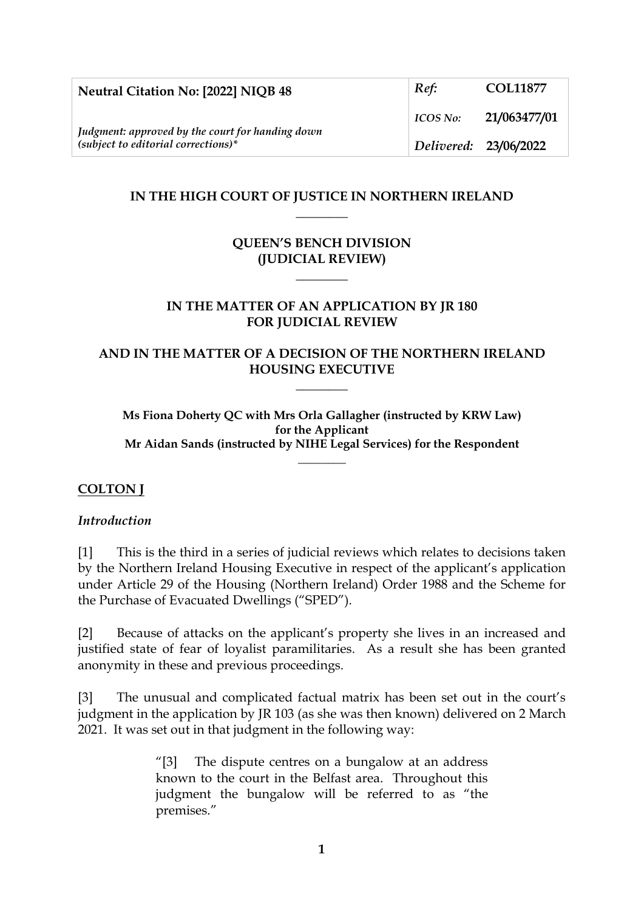| Neutral Citation No: [2022] NIQB 48 | *Ref:* | **COL11877** |
|---|---|---|
| *Judgment: approved by the court for handing down (subject to editorial corrections)** | *ICOS No:* | **21/063477/01** |
| | *Delivered:* | **23/06/2022** |

**IN THE HIGH COURT OF JUSTICE IN NORTHERN IRELAND**

\_\_\_\_\_\_\_\_

**QUEEN'S BENCH DIVISION**
**(JUDICIAL REVIEW)**

\_\_\_\_\_\_\_\_

**IN THE MATTER OF AN APPLICATION BY JR 180**
**FOR JUDICIAL REVIEW**

**AND IN THE MATTER OF A DECISION OF THE NORTHERN IRELAND HOUSING EXECUTIVE**

\_\_\_\_\_\_\_\_

**Ms Fiona Doherty QC with Mrs Orla Gallagher (instructed by KRW Law) for the Applicant**
**Mr Aidan Sands (instructed by NIHE Legal Services) for the Respondent**

\_\_\_\_\_\_\_\_

**COLTON J**

*Introduction*

[1] This is the third in a series of judicial reviews which relates to decisions taken by the Northern Ireland Housing Executive in respect of the applicant's application under Article 29 of the Housing (Northern Ireland) Order 1988 and the Scheme for the Purchase of Evacuated Dwellings ("SPED").

[2] Because of attacks on the applicant's property she lives in an increased and justified state of fear of loyalist paramilitaries. As a result she has been granted anonymity in these and previous proceedings.

[3] The unusual and complicated factual matrix has been set out in the court's judgment in the application by JR 103 (as she was then known) delivered on 2 March 2021. It was set out in that judgment in the following way:

> "[3] The dispute centres on a bungalow at an address known to the court in the Belfast area. Throughout this judgment the bungalow will be referred to as "the premises."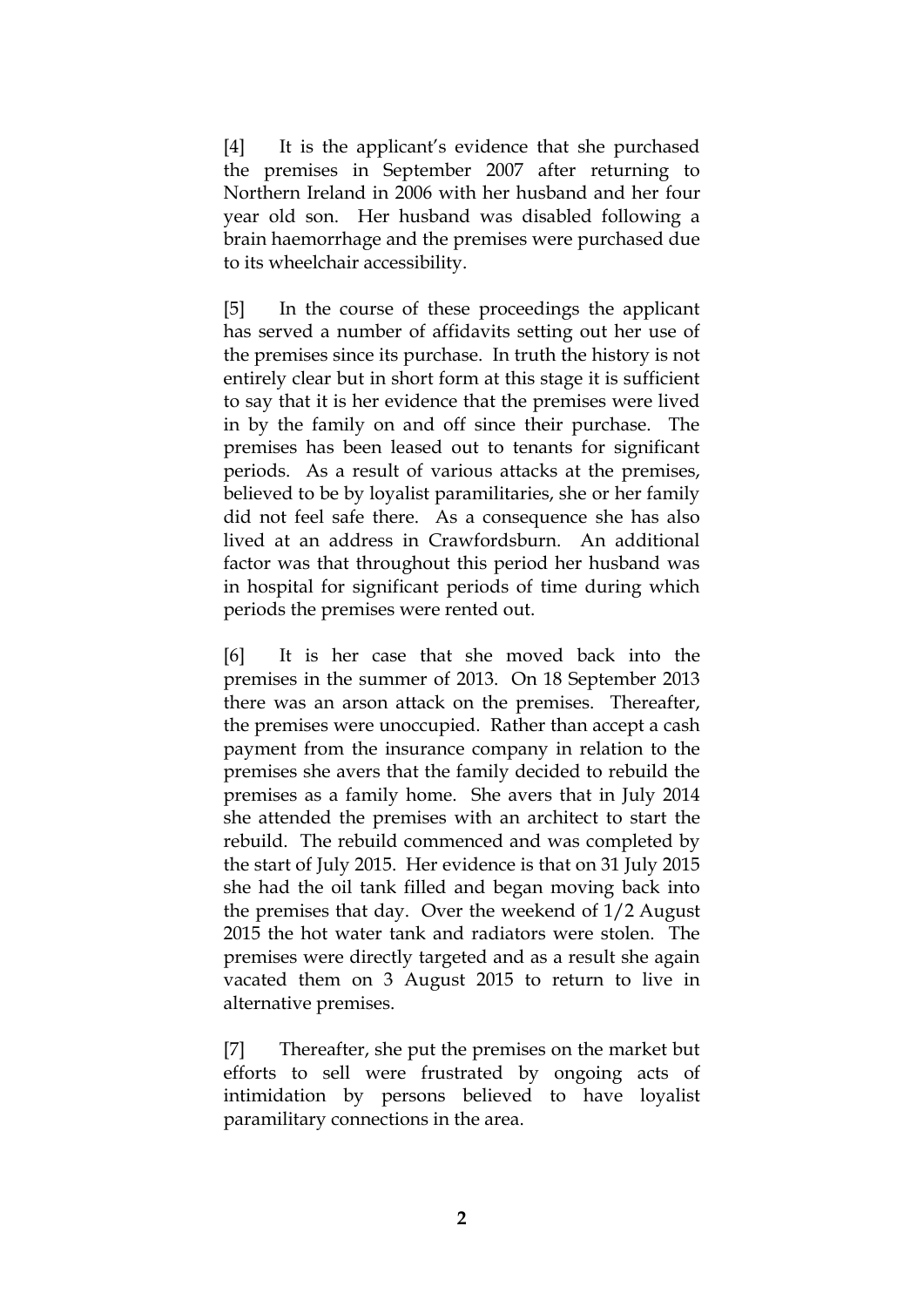[4] It is the applicant's evidence that she purchased the premises in September 2007 after returning to Northern Ireland in 2006 with her husband and her four year old son. Her husband was disabled following a brain haemorrhage and the premises were purchased due to its wheelchair accessibility.

[5] In the course of these proceedings the applicant has served a number of affidavits setting out her use of the premises since its purchase. In truth the history is not entirely clear but in short form at this stage it is sufficient to say that it is her evidence that the premises were lived in by the family on and off since their purchase. The premises has been leased out to tenants for significant periods. As a result of various attacks at the premises, believed to be by loyalist paramilitaries, she or her family did not feel safe there. As a consequence she has also lived at an address in Crawfordsburn. An additional factor was that throughout this period her husband was in hospital for significant periods of time during which periods the premises were rented out.

[6] It is her case that she moved back into the premises in the summer of 2013. On 18 September 2013 there was an arson attack on the premises. Thereafter, the premises were unoccupied. Rather than accept a cash payment from the insurance company in relation to the premises she avers that the family decided to rebuild the premises as a family home. She avers that in July 2014 she attended the premises with an architect to start the rebuild. The rebuild commenced and was completed by the start of July 2015. Her evidence is that on 31 July 2015 she had the oil tank filled and began moving back into the premises that day. Over the weekend of 1/2 August 2015 the hot water tank and radiators were stolen. The premises were directly targeted and as a result she again vacated them on 3 August 2015 to return to live in alternative premises.

[7] Thereafter, she put the premises on the market but efforts to sell were frustrated by ongoing acts of intimidation by persons believed to have loyalist paramilitary connections in the area.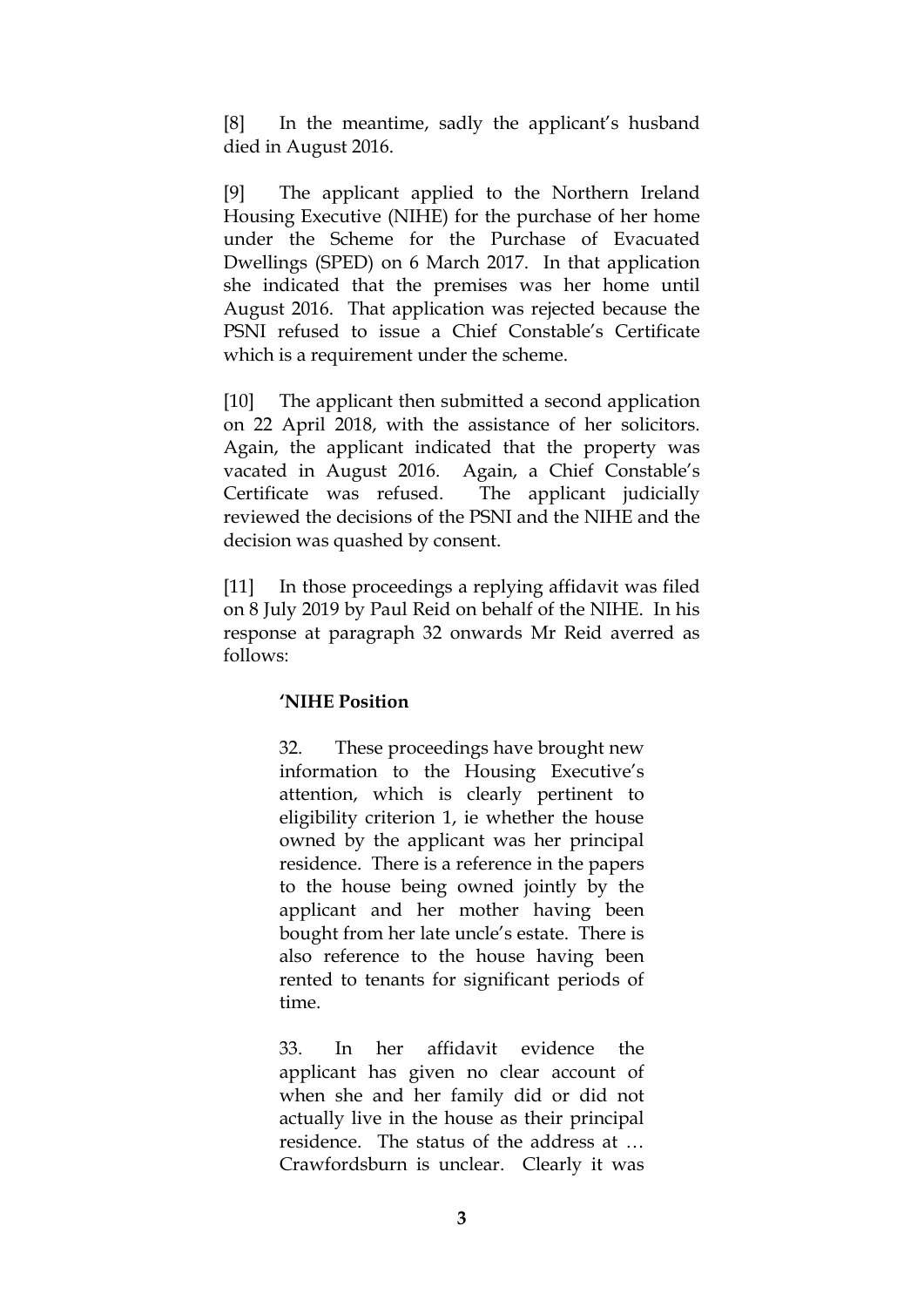[8] In the meantime, sadly the applicant's husband died in August 2016.

[9] The applicant applied to the Northern Ireland Housing Executive (NIHE) for the purchase of her home under the Scheme for the Purchase of Evacuated Dwellings (SPED) on 6 March 2017. In that application she indicated that the premises was her home until August 2016. That application was rejected because the PSNI refused to issue a Chief Constable's Certificate which is a requirement under the scheme.

[10] The applicant then submitted a second application on 22 April 2018, with the assistance of her solicitors. Again, the applicant indicated that the property was vacated in August 2016. Again, a Chief Constable's Certificate was refused. The applicant judicially reviewed the decisions of the PSNI and the NIHE and the decision was quashed by consent.

[11] In those proceedings a replying affidavit was filed on 8 July 2019 by Paul Reid on behalf of the NIHE. In his response at paragraph 32 onwards Mr Reid averred as follows:

> **'NIHE Position**
>
> 32. These proceedings have brought new information to the Housing Executive's attention, which is clearly pertinent to eligibility criterion 1, ie whether the house owned by the applicant was her principal residence. There is a reference in the papers to the house being owned jointly by the applicant and her mother having been bought from her late uncle's estate. There is also reference to the house having been rented to tenants for significant periods of time.
>
> 33. In her affidavit evidence the applicant has given no clear account of when she and her family did or did not actually live in the house as their principal residence. The status of the address at … Crawfordsburn is unclear. Clearly it was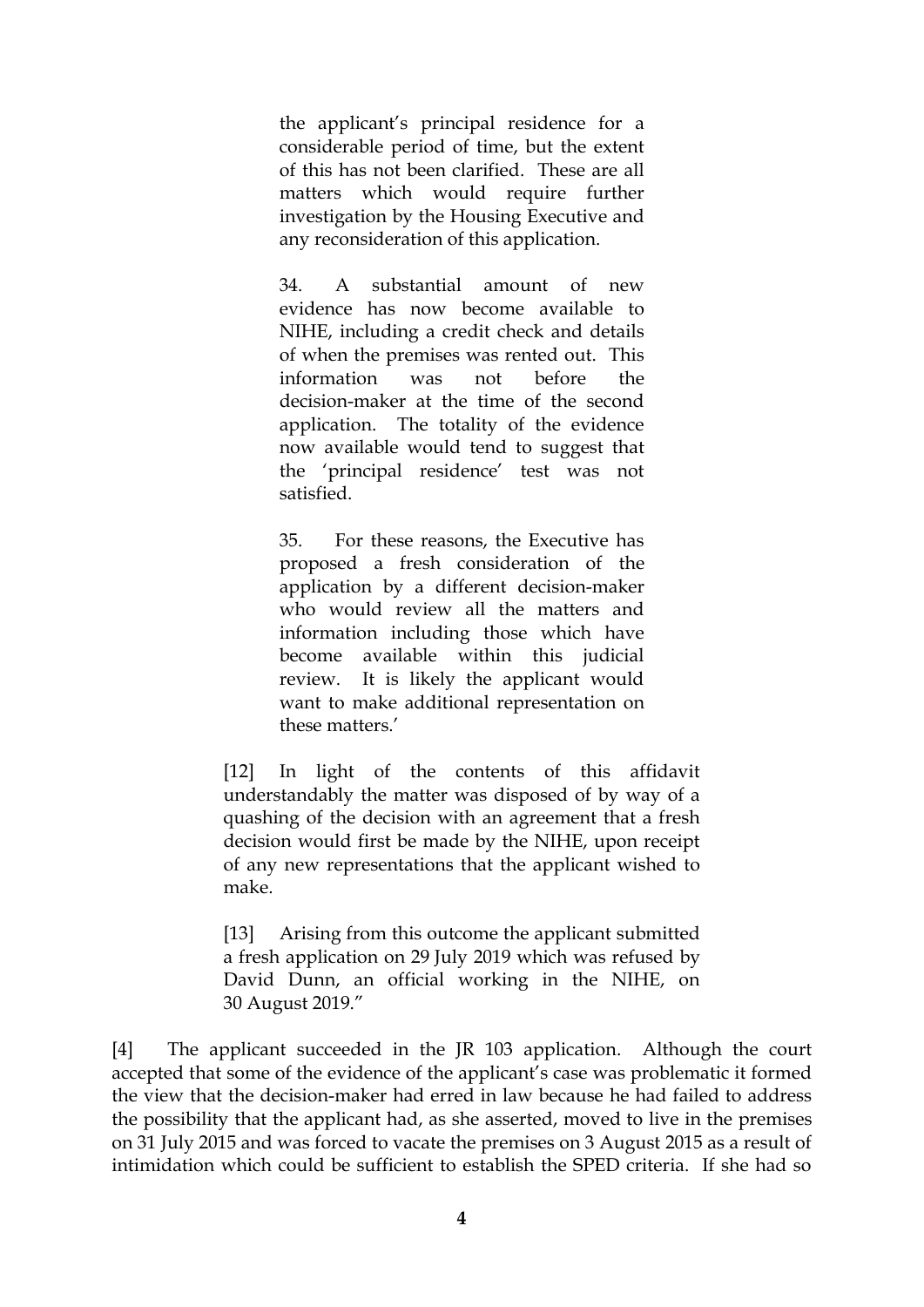> the applicant's principal residence for a considerable period of time, but the extent of this has not been clarified. These are all matters which would require further investigation by the Housing Executive and any reconsideration of this application.
>
> 34. A substantial amount of new evidence has now become available to NIHE, including a credit check and details of when the premises was rented out. This information was not before the decision-maker at the time of the second application. The totality of the evidence now available would tend to suggest that the 'principal residence' test was not satisfied.
>
> 35. For these reasons, the Executive has proposed a fresh consideration of the application by a different decision-maker who would review all the matters and information including those which have become available within this judicial review. It is likely the applicant would want to make additional representation on these matters.'
>
> [12] In light of the contents of this affidavit understandably the matter was disposed of by way of a quashing of the decision with an agreement that a fresh decision would first be made by the NIHE, upon receipt of any new representations that the applicant wished to make.
>
> [13] Arising from this outcome the applicant submitted a fresh application on 29 July 2019 which was refused by David Dunn, an official working in the NIHE, on 30 August 2019."

[4] The applicant succeeded in the JR 103 application. Although the court accepted that some of the evidence of the applicant's case was problematic it formed the view that the decision-maker had erred in law because he had failed to address the possibility that the applicant had, as she asserted, moved to live in the premises on 31 July 2015 and was forced to vacate the premises on 3 August 2015 as a result of intimidation which could be sufficient to establish the SPED criteria. If she had so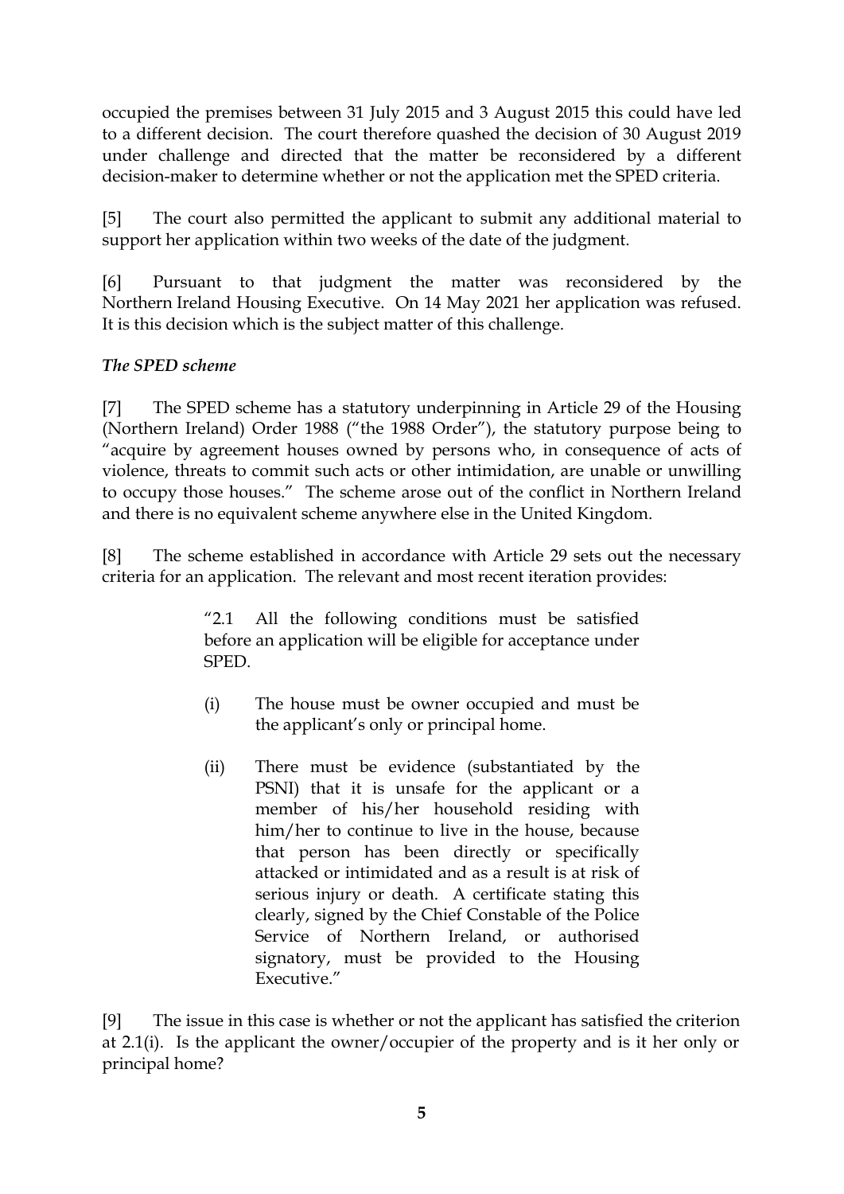occupied the premises between 31 July 2015 and 3 August 2015 this could have led to a different decision. The court therefore quashed the decision of 30 August 2019 under challenge and directed that the matter be reconsidered by a different decision-maker to determine whether or not the application met the SPED criteria.

[5] The court also permitted the applicant to submit any additional material to support her application within two weeks of the date of the judgment.

[6] Pursuant to that judgment the matter was reconsidered by the Northern Ireland Housing Executive. On 14 May 2021 her application was refused. It is this decision which is the subject matter of this challenge.

***The SPED scheme***

[7] The SPED scheme has a statutory underpinning in Article 29 of the Housing (Northern Ireland) Order 1988 ("the 1988 Order"), the statutory purpose being to "acquire by agreement houses owned by persons who, in consequence of acts of violence, threats to commit such acts or other intimidation, are unable or unwilling to occupy those houses." The scheme arose out of the conflict in Northern Ireland and there is no equivalent scheme anywhere else in the United Kingdom.

[8] The scheme established in accordance with Article 29 sets out the necessary criteria for an application. The relevant and most recent iteration provides:

> "2.1 All the following conditions must be satisfied before an application will be eligible for acceptance under SPED.
>
> (i) The house must be owner occupied and must be the applicant's only or principal home.
>
> (ii) There must be evidence (substantiated by the PSNI) that it is unsafe for the applicant or a member of his/her household residing with him/her to continue to live in the house, because that person has been directly or specifically attacked or intimidated and as a result is at risk of serious injury or death. A certificate stating this clearly, signed by the Chief Constable of the Police Service of Northern Ireland, or authorised signatory, must be provided to the Housing Executive."

[9] The issue in this case is whether or not the applicant has satisfied the criterion at 2.1(i). Is the applicant the owner/occupier of the property and is it her only or principal home?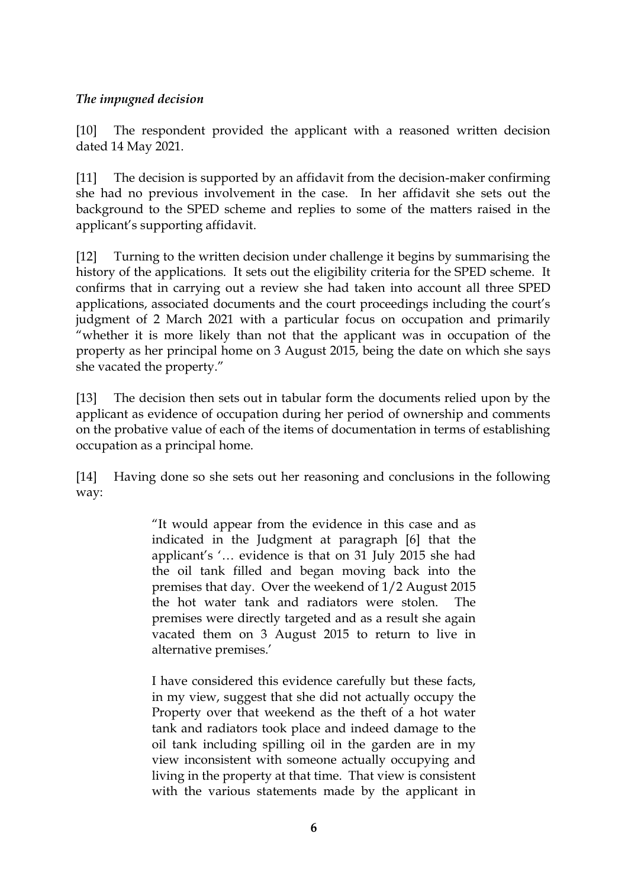### *The impugned decision*

[10] The respondent provided the applicant with a reasoned written decision dated 14 May 2021.

[11] The decision is supported by an affidavit from the decision-maker confirming she had no previous involvement in the case. In her affidavit she sets out the background to the SPED scheme and replies to some of the matters raised in the applicant's supporting affidavit.

[12] Turning to the written decision under challenge it begins by summarising the history of the applications. It sets out the eligibility criteria for the SPED scheme. It confirms that in carrying out a review she had taken into account all three SPED applications, associated documents and the court proceedings including the court's judgment of 2 March 2021 with a particular focus on occupation and primarily "whether it is more likely than not that the applicant was in occupation of the property as her principal home on 3 August 2015, being the date on which she says she vacated the property."

[13] The decision then sets out in tabular form the documents relied upon by the applicant as evidence of occupation during her period of ownership and comments on the probative value of each of the items of documentation in terms of establishing occupation as a principal home.

[14] Having done so she sets out her reasoning and conclusions in the following way:

> "It would appear from the evidence in this case and as indicated in the Judgment at paragraph [6] that the applicant's '… evidence is that on 31 July 2015 she had the oil tank filled and began moving back into the premises that day. Over the weekend of 1/2 August 2015 the hot water tank and radiators were stolen. The premises were directly targeted and as a result she again vacated them on 3 August 2015 to return to live in alternative premises.'
>
> I have considered this evidence carefully but these facts, in my view, suggest that she did not actually occupy the Property over that weekend as the theft of a hot water tank and radiators took place and indeed damage to the oil tank including spilling oil in the garden are in my view inconsistent with someone actually occupying and living in the property at that time. That view is consistent with the various statements made by the applicant in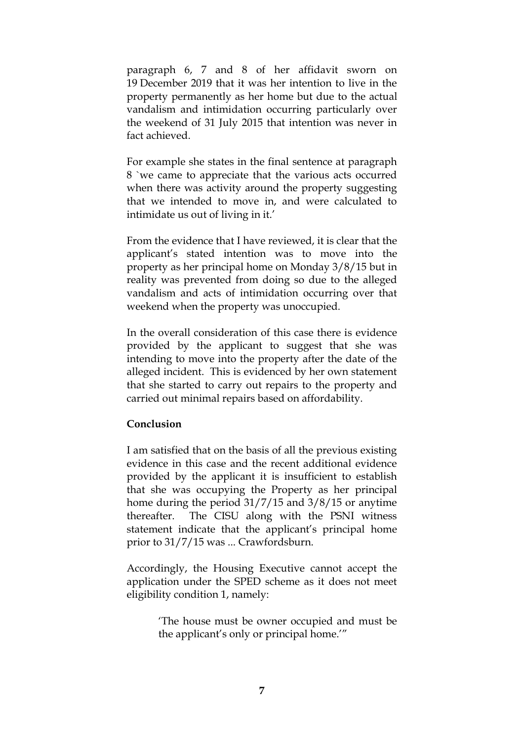paragraph 6, 7 and 8 of her affidavit sworn on 19 December 2019 that it was her intention to live in the property permanently as her home but due to the actual vandalism and intimidation occurring particularly over the weekend of 31 July 2015 that intention was never in fact achieved.

For example she states in the final sentence at paragraph 8 `we came to appreciate that the various acts occurred when there was activity around the property suggesting that we intended to move in, and were calculated to intimidate us out of living in it.'

From the evidence that I have reviewed, it is clear that the applicant's stated intention was to move into the property as her principal home on Monday 3/8/15 but in reality was prevented from doing so due to the alleged vandalism and acts of intimidation occurring over that weekend when the property was unoccupied.

In the overall consideration of this case there is evidence provided by the applicant to suggest that she was intending to move into the property after the date of the alleged incident. This is evidenced by her own statement that she started to carry out repairs to the property and carried out minimal repairs based on affordability.

**Conclusion**

I am satisfied that on the basis of all the previous existing evidence in this case and the recent additional evidence provided by the applicant it is insufficient to establish that she was occupying the Property as her principal home during the period 31/7/15 and 3/8/15 or anytime thereafter. The CISU along with the PSNI witness statement indicate that the applicant's principal home prior to 31/7/15 was ... Crawfordsburn.

Accordingly, the Housing Executive cannot accept the application under the SPED scheme as it does not meet eligibility condition 1, namely:

> 'The house must be owner occupied and must be the applicant's only or principal home.'"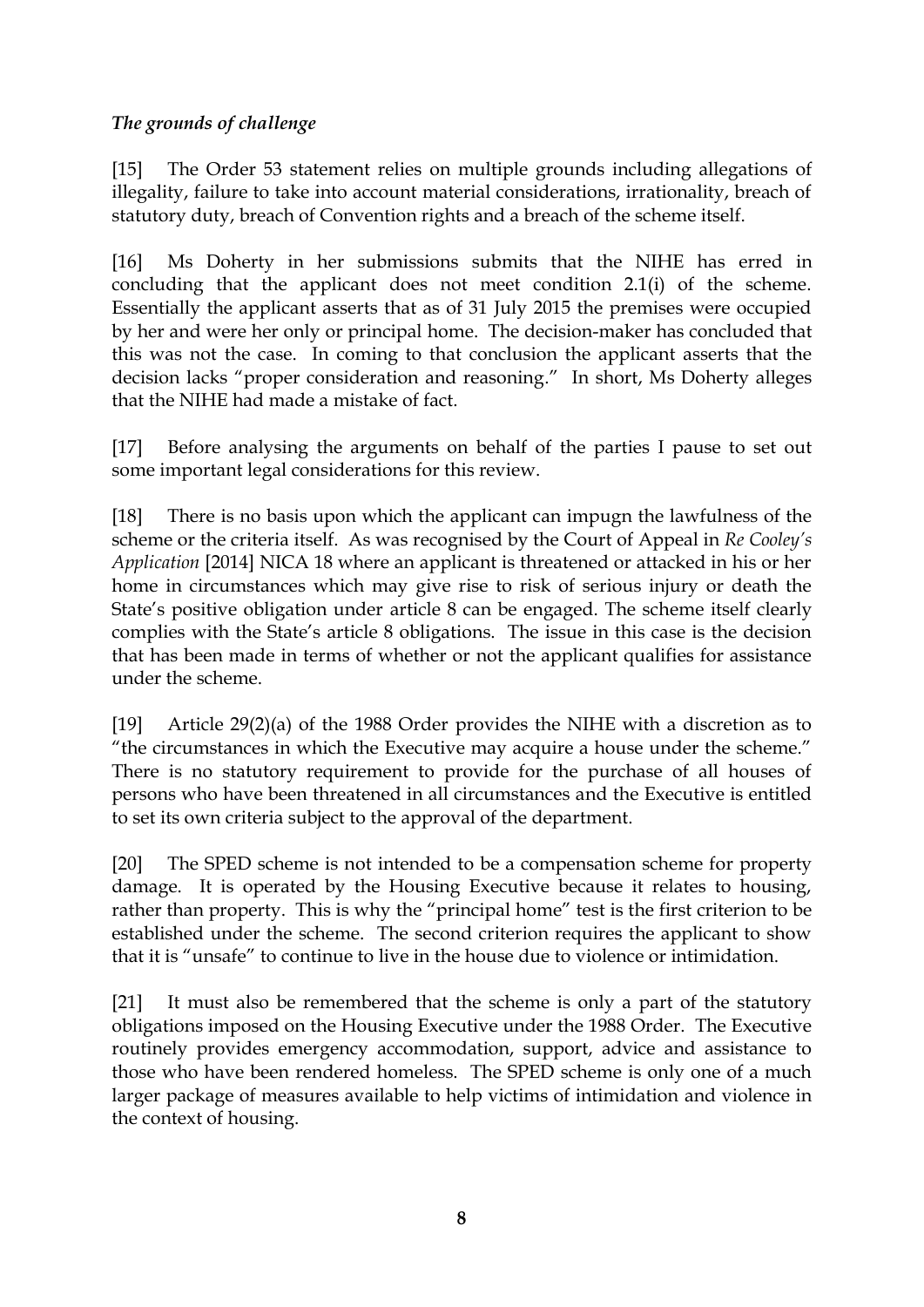*The grounds of challenge*

[15] The Order 53 statement relies on multiple grounds including allegations of illegality, failure to take into account material considerations, irrationality, breach of statutory duty, breach of Convention rights and a breach of the scheme itself.

[16] Ms Doherty in her submissions submits that the NIHE has erred in concluding that the applicant does not meet condition 2.1(i) of the scheme. Essentially the applicant asserts that as of 31 July 2015 the premises were occupied by her and were her only or principal home. The decision-maker has concluded that this was not the case. In coming to that conclusion the applicant asserts that the decision lacks "proper consideration and reasoning." In short, Ms Doherty alleges that the NIHE had made a mistake of fact.

[17] Before analysing the arguments on behalf of the parties I pause to set out some important legal considerations for this review.

[18] There is no basis upon which the applicant can impugn the lawfulness of the scheme or the criteria itself. As was recognised by the Court of Appeal in *Re Cooley's Application* [2014] NICA 18 where an applicant is threatened or attacked in his or her home in circumstances which may give rise to risk of serious injury or death the State's positive obligation under article 8 can be engaged. The scheme itself clearly complies with the State's article 8 obligations. The issue in this case is the decision that has been made in terms of whether or not the applicant qualifies for assistance under the scheme.

[19] Article 29(2)(a) of the 1988 Order provides the NIHE with a discretion as to "the circumstances in which the Executive may acquire a house under the scheme." There is no statutory requirement to provide for the purchase of all houses of persons who have been threatened in all circumstances and the Executive is entitled to set its own criteria subject to the approval of the department.

[20] The SPED scheme is not intended to be a compensation scheme for property damage. It is operated by the Housing Executive because it relates to housing, rather than property. This is why the "principal home" test is the first criterion to be established under the scheme. The second criterion requires the applicant to show that it is "unsafe" to continue to live in the house due to violence or intimidation.

[21] It must also be remembered that the scheme is only a part of the statutory obligations imposed on the Housing Executive under the 1988 Order. The Executive routinely provides emergency accommodation, support, advice and assistance to those who have been rendered homeless. The SPED scheme is only one of a much larger package of measures available to help victims of intimidation and violence in the context of housing.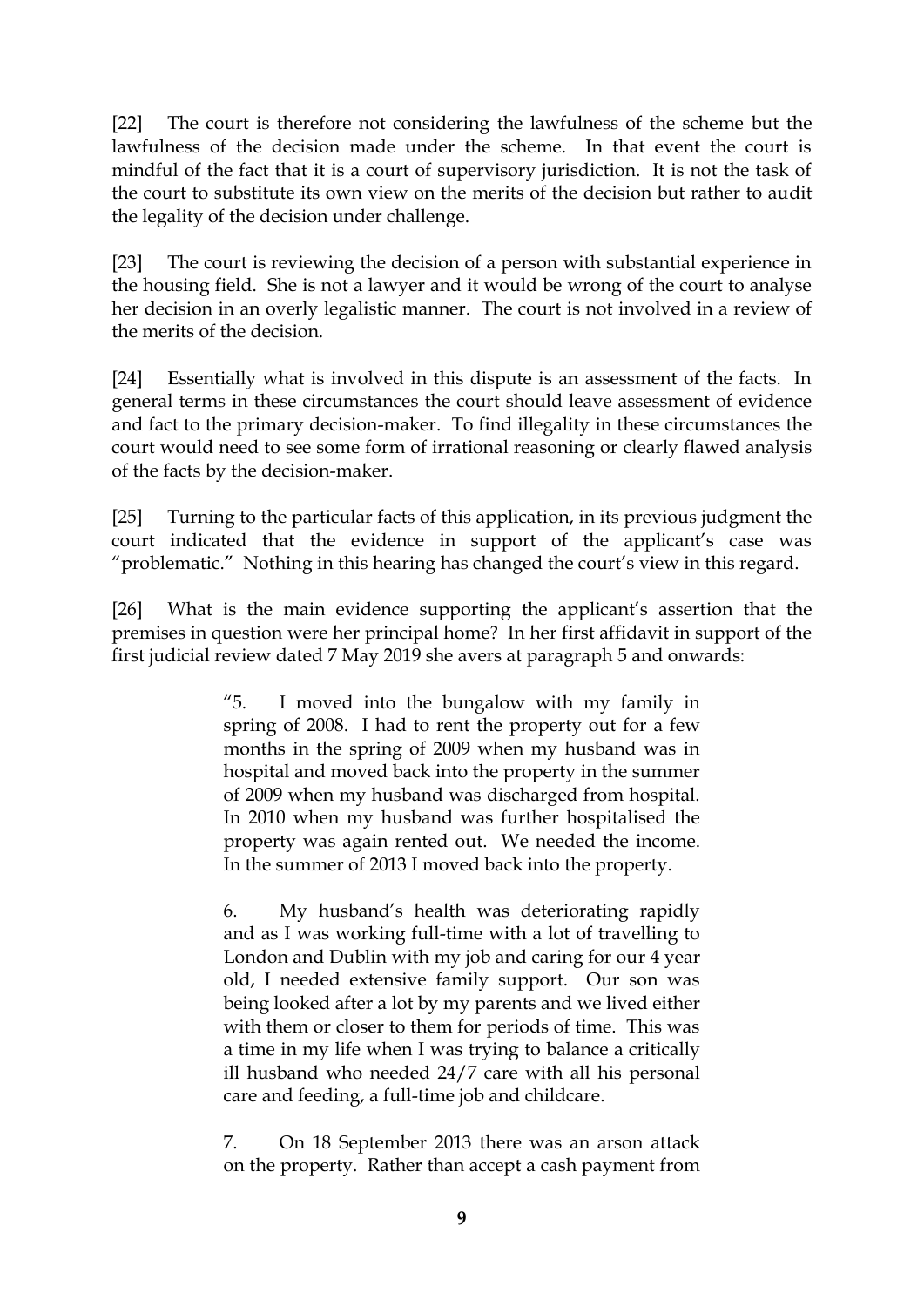[22] The court is therefore not considering the lawfulness of the scheme but the lawfulness of the decision made under the scheme. In that event the court is mindful of the fact that it is a court of supervisory jurisdiction. It is not the task of the court to substitute its own view on the merits of the decision but rather to audit the legality of the decision under challenge.

[23] The court is reviewing the decision of a person with substantial experience in the housing field. She is not a lawyer and it would be wrong of the court to analyse her decision in an overly legalistic manner. The court is not involved in a review of the merits of the decision.

[24] Essentially what is involved in this dispute is an assessment of the facts. In general terms in these circumstances the court should leave assessment of evidence and fact to the primary decision-maker. To find illegality in these circumstances the court would need to see some form of irrational reasoning or clearly flawed analysis of the facts by the decision-maker.

[25] Turning to the particular facts of this application, in its previous judgment the court indicated that the evidence in support of the applicant's case was "problematic." Nothing in this hearing has changed the court's view in this regard.

[26] What is the main evidence supporting the applicant's assertion that the premises in question were her principal home? In her first affidavit in support of the first judicial review dated 7 May 2019 she avers at paragraph 5 and onwards:

> "5. I moved into the bungalow with my family in spring of 2008. I had to rent the property out for a few months in the spring of 2009 when my husband was in hospital and moved back into the property in the summer of 2009 when my husband was discharged from hospital. In 2010 when my husband was further hospitalised the property was again rented out. We needed the income. In the summer of 2013 I moved back into the property.
>
> 6. My husband's health was deteriorating rapidly and as I was working full-time with a lot of travelling to London and Dublin with my job and caring for our 4 year old, I needed extensive family support. Our son was being looked after a lot by my parents and we lived either with them or closer to them for periods of time. This was a time in my life when I was trying to balance a critically ill husband who needed 24/7 care with all his personal care and feeding, a full-time job and childcare.
>
> 7. On 18 September 2013 there was an arson attack on the property. Rather than accept a cash payment from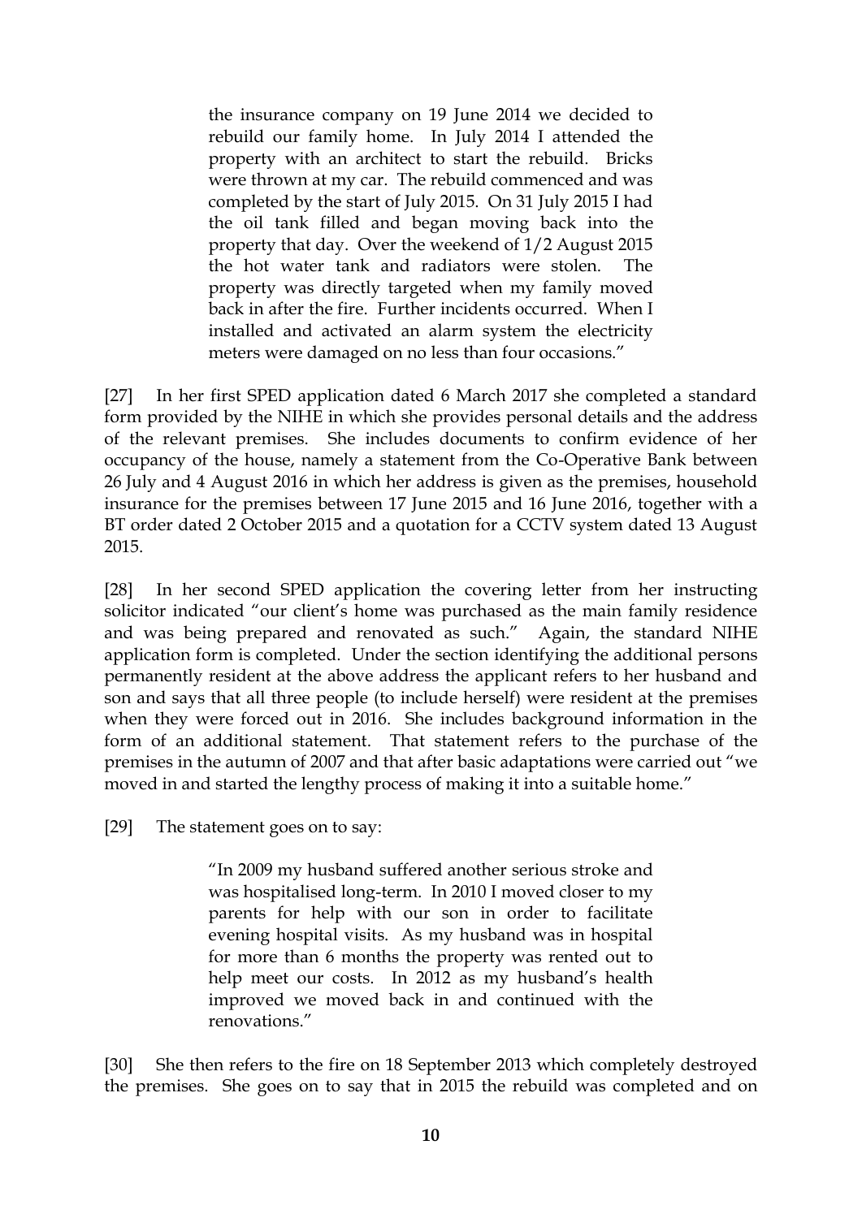> the insurance company on 19 June 2014 we decided to rebuild our family home. In July 2014 I attended the property with an architect to start the rebuild. Bricks were thrown at my car. The rebuild commenced and was completed by the start of July 2015. On 31 July 2015 I had the oil tank filled and began moving back into the property that day. Over the weekend of 1/2 August 2015 the hot water tank and radiators were stolen. The property was directly targeted when my family moved back in after the fire. Further incidents occurred. When I installed and activated an alarm system the electricity meters were damaged on no less than four occasions."

[27] In her first SPED application dated 6 March 2017 she completed a standard form provided by the NIHE in which she provides personal details and the address of the relevant premises. She includes documents to confirm evidence of her occupancy of the house, namely a statement from the Co-Operative Bank between 26 July and 4 August 2016 in which her address is given as the premises, household insurance for the premises between 17 June 2015 and 16 June 2016, together with a BT order dated 2 October 2015 and a quotation for a CCTV system dated 13 August 2015.

[28] In her second SPED application the covering letter from her instructing solicitor indicated "our client's home was purchased as the main family residence and was being prepared and renovated as such." Again, the standard NIHE application form is completed. Under the section identifying the additional persons permanently resident at the above address the applicant refers to her husband and son and says that all three people (to include herself) were resident at the premises when they were forced out in 2016. She includes background information in the form of an additional statement. That statement refers to the purchase of the premises in the autumn of 2007 and that after basic adaptations were carried out "we moved in and started the lengthy process of making it into a suitable home."

[29] The statement goes on to say:

> "In 2009 my husband suffered another serious stroke and was hospitalised long-term. In 2010 I moved closer to my parents for help with our son in order to facilitate evening hospital visits. As my husband was in hospital for more than 6 months the property was rented out to help meet our costs. In 2012 as my husband's health improved we moved back in and continued with the renovations."

[30] She then refers to the fire on 18 September 2013 which completely destroyed the premises. She goes on to say that in 2015 the rebuild was completed and on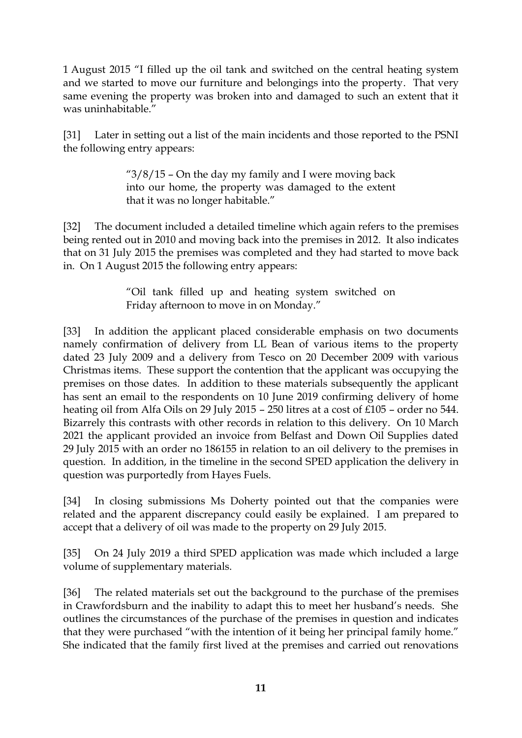1 August 2015 "I filled up the oil tank and switched on the central heating system and we started to move our furniture and belongings into the property. That very same evening the property was broken into and damaged to such an extent that it was uninhabitable."

[31] Later in setting out a list of the main incidents and those reported to the PSNI the following entry appears:

> "3/8/15 – On the day my family and I were moving back into our home, the property was damaged to the extent that it was no longer habitable."

[32] The document included a detailed timeline which again refers to the premises being rented out in 2010 and moving back into the premises in 2012. It also indicates that on 31 July 2015 the premises was completed and they had started to move back in. On 1 August 2015 the following entry appears:

> "Oil tank filled up and heating system switched on Friday afternoon to move in on Monday."

[33] In addition the applicant placed considerable emphasis on two documents namely confirmation of delivery from LL Bean of various items to the property dated 23 July 2009 and a delivery from Tesco on 20 December 2009 with various Christmas items. These support the contention that the applicant was occupying the premises on those dates. In addition to these materials subsequently the applicant has sent an email to the respondents on 10 June 2019 confirming delivery of home heating oil from Alfa Oils on 29 July 2015 – 250 litres at a cost of £105 – order no 544. Bizarrely this contrasts with other records in relation to this delivery. On 10 March 2021 the applicant provided an invoice from Belfast and Down Oil Supplies dated 29 July 2015 with an order no 186155 in relation to an oil delivery to the premises in question. In addition, in the timeline in the second SPED application the delivery in question was purportedly from Hayes Fuels.

[34] In closing submissions Ms Doherty pointed out that the companies were related and the apparent discrepancy could easily be explained. I am prepared to accept that a delivery of oil was made to the property on 29 July 2015.

[35] On 24 July 2019 a third SPED application was made which included a large volume of supplementary materials.

[36] The related materials set out the background to the purchase of the premises in Crawfordsburn and the inability to adapt this to meet her husband's needs. She outlines the circumstances of the purchase of the premises in question and indicates that they were purchased "with the intention of it being her principal family home." She indicated that the family first lived at the premises and carried out renovations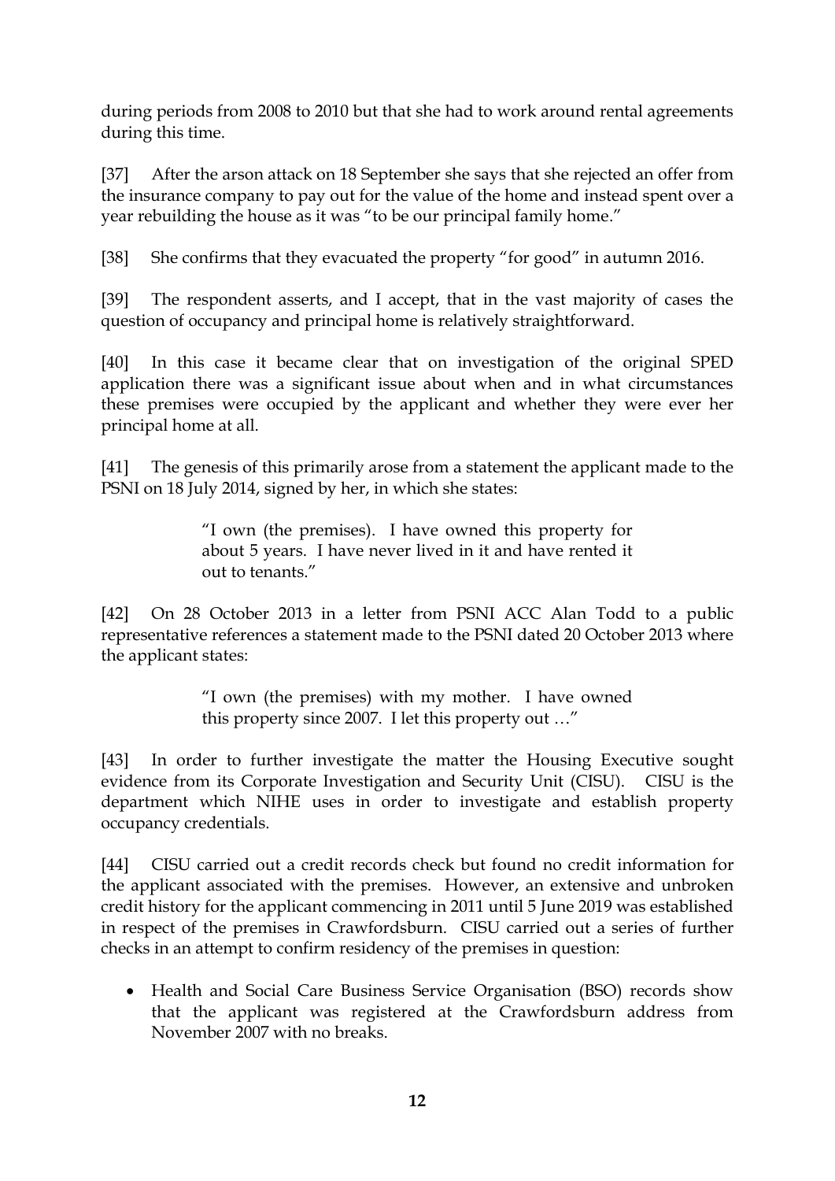during periods from 2008 to 2010 but that she had to work around rental agreements during this time.

[37] After the arson attack on 18 September she says that she rejected an offer from the insurance company to pay out for the value of the home and instead spent over a year rebuilding the house as it was "to be our principal family home."

[38] She confirms that they evacuated the property "for good" in autumn 2016.

[39] The respondent asserts, and I accept, that in the vast majority of cases the question of occupancy and principal home is relatively straightforward.

[40] In this case it became clear that on investigation of the original SPED application there was a significant issue about when and in what circumstances these premises were occupied by the applicant and whether they were ever her principal home at all.

[41] The genesis of this primarily arose from a statement the applicant made to the PSNI on 18 July 2014, signed by her, in which she states:

> "I own (the premises). I have owned this property for about 5 years. I have never lived in it and have rented it out to tenants."

[42] On 28 October 2013 in a letter from PSNI ACC Alan Todd to a public representative references a statement made to the PSNI dated 20 October 2013 where the applicant states:

> "I own (the premises) with my mother. I have owned this property since 2007. I let this property out …"

[43] In order to further investigate the matter the Housing Executive sought evidence from its Corporate Investigation and Security Unit (CISU). CISU is the department which NIHE uses in order to investigate and establish property occupancy credentials.

[44] CISU carried out a credit records check but found no credit information for the applicant associated with the premises. However, an extensive and unbroken credit history for the applicant commencing in 2011 until 5 June 2019 was established in respect of the premises in Crawfordsburn. CISU carried out a series of further checks in an attempt to confirm residency of the premises in question:

- Health and Social Care Business Service Organisation (BSO) records show that the applicant was registered at the Crawfordsburn address from November 2007 with no breaks.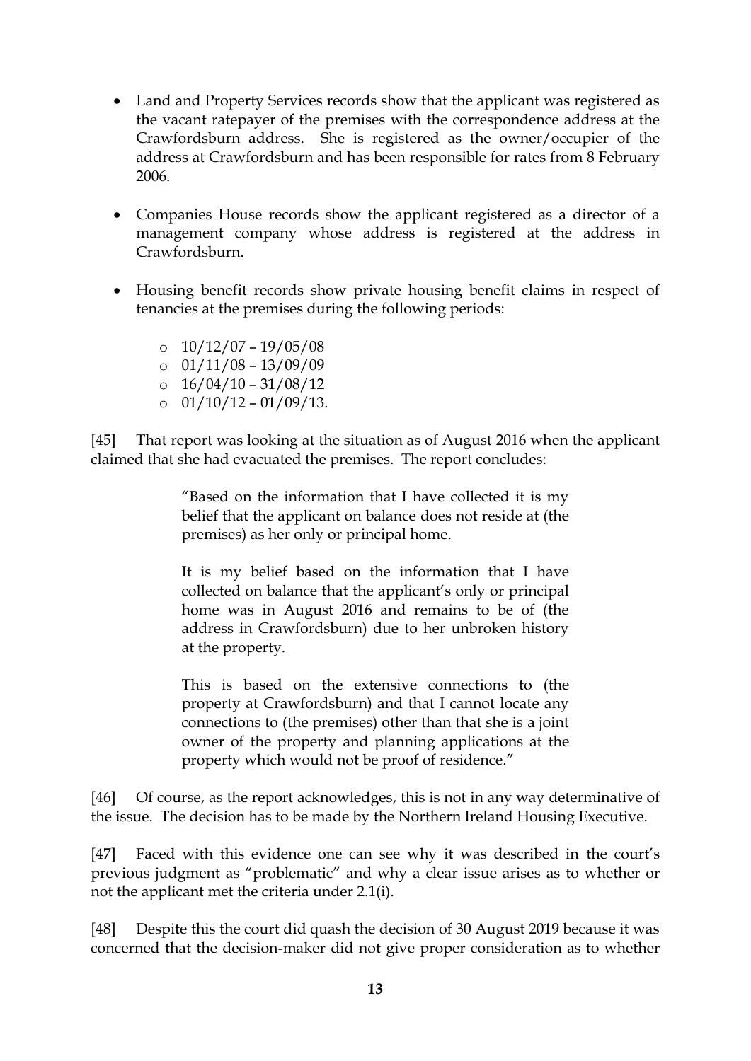- Land and Property Services records show that the applicant was registered as the vacant ratepayer of the premises with the correspondence address at the Crawfordsburn address. She is registered as the owner/occupier of the address at Crawfordsburn and has been responsible for rates from 8 February 2006.

- Companies House records show the applicant registered as a director of a management company whose address is registered at the address in Crawfordsburn.

- Housing benefit records show private housing benefit claims in respect of tenancies at the premises during the following periods:

    - 10/12/07 – 19/05/08
    - 01/11/08 – 13/09/09
    - 16/04/10 – 31/08/12
    - 01/10/12 – 01/09/13.

[45] That report was looking at the situation as of August 2016 when the applicant claimed that she had evacuated the premises. The report concludes:

> "Based on the information that I have collected it is my belief that the applicant on balance does not reside at (the premises) as her only or principal home.
>
> It is my belief based on the information that I have collected on balance that the applicant's only or principal home was in August 2016 and remains to be of (the address in Crawfordsburn) due to her unbroken history at the property.
>
> This is based on the extensive connections to (the property at Crawfordsburn) and that I cannot locate any connections to (the premises) other than that she is a joint owner of the property and planning applications at the property which would not be proof of residence."

[46] Of course, as the report acknowledges, this is not in any way determinative of the issue. The decision has to be made by the Northern Ireland Housing Executive.

[47] Faced with this evidence one can see why it was described in the court's previous judgment as "problematic" and why a clear issue arises as to whether or not the applicant met the criteria under 2.1(i).

[48] Despite this the court did quash the decision of 30 August 2019 because it was concerned that the decision-maker did not give proper consideration as to whether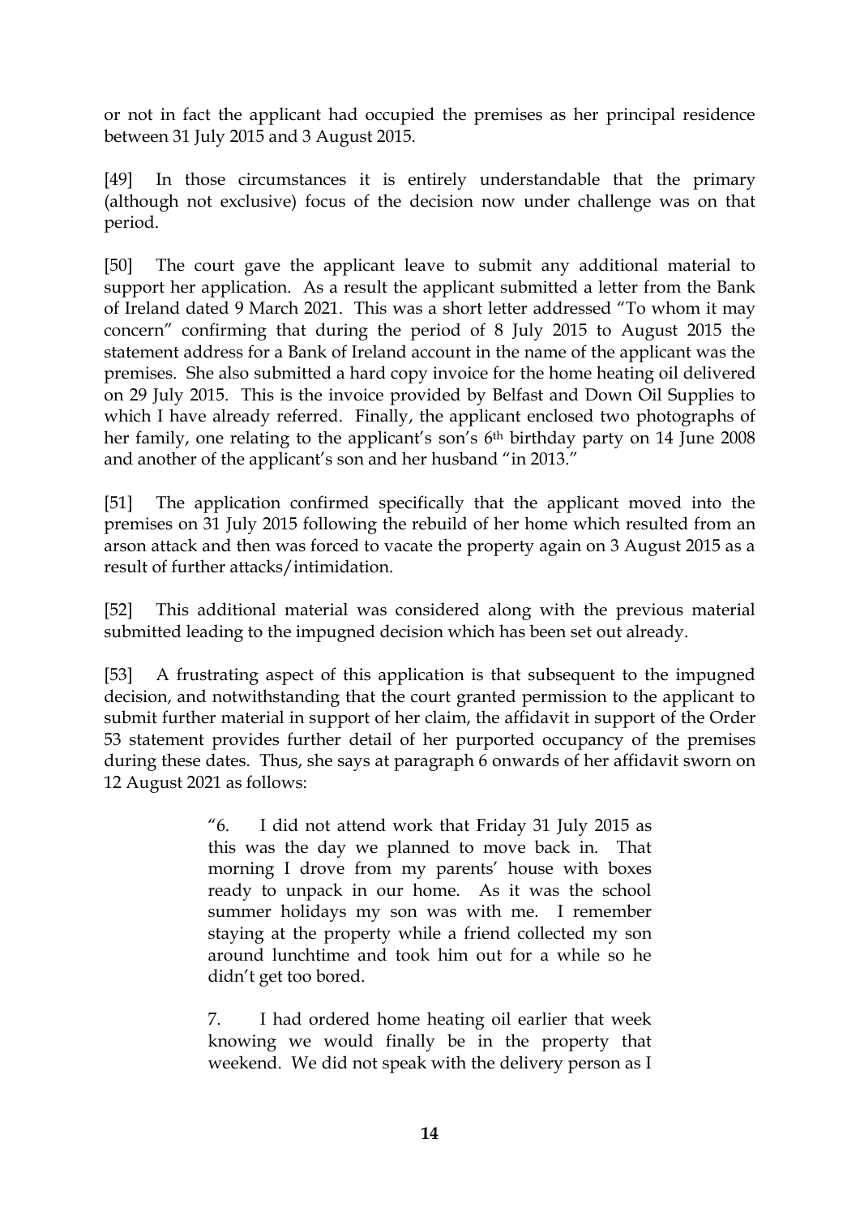or not in fact the applicant had occupied the premises as her principal residence between 31 July 2015 and 3 August 2015.

[49] In those circumstances it is entirely understandable that the primary (although not exclusive) focus of the decision now under challenge was on that period.

[50] The court gave the applicant leave to submit any additional material to support her application. As a result the applicant submitted a letter from the Bank of Ireland dated 9 March 2021. This was a short letter addressed "To whom it may concern" confirming that during the period of 8 July 2015 to August 2015 the statement address for a Bank of Ireland account in the name of the applicant was the premises. She also submitted a hard copy invoice for the home heating oil delivered on 29 July 2015. This is the invoice provided by Belfast and Down Oil Supplies to which I have already referred. Finally, the applicant enclosed two photographs of her family, one relating to the applicant's son's 6th birthday party on 14 June 2008 and another of the applicant's son and her husband "in 2013."

[51] The application confirmed specifically that the applicant moved into the premises on 31 July 2015 following the rebuild of her home which resulted from an arson attack and then was forced to vacate the property again on 3 August 2015 as a result of further attacks/intimidation.

[52] This additional material was considered along with the previous material submitted leading to the impugned decision which has been set out already.

[53] A frustrating aspect of this application is that subsequent to the impugned decision, and notwithstanding that the court granted permission to the applicant to submit further material in support of her claim, the affidavit in support of the Order 53 statement provides further detail of her purported occupancy of the premises during these dates. Thus, she says at paragraph 6 onwards of her affidavit sworn on 12 August 2021 as follows:

> "6. I did not attend work that Friday 31 July 2015 as this was the day we planned to move back in. That morning I drove from my parents' house with boxes ready to unpack in our home. As it was the school summer holidays my son was with me. I remember staying at the property while a friend collected my son around lunchtime and took him out for a while so he didn't get too bored.
>
> 7. I had ordered home heating oil earlier that week knowing we would finally be in the property that weekend. We did not speak with the delivery person as I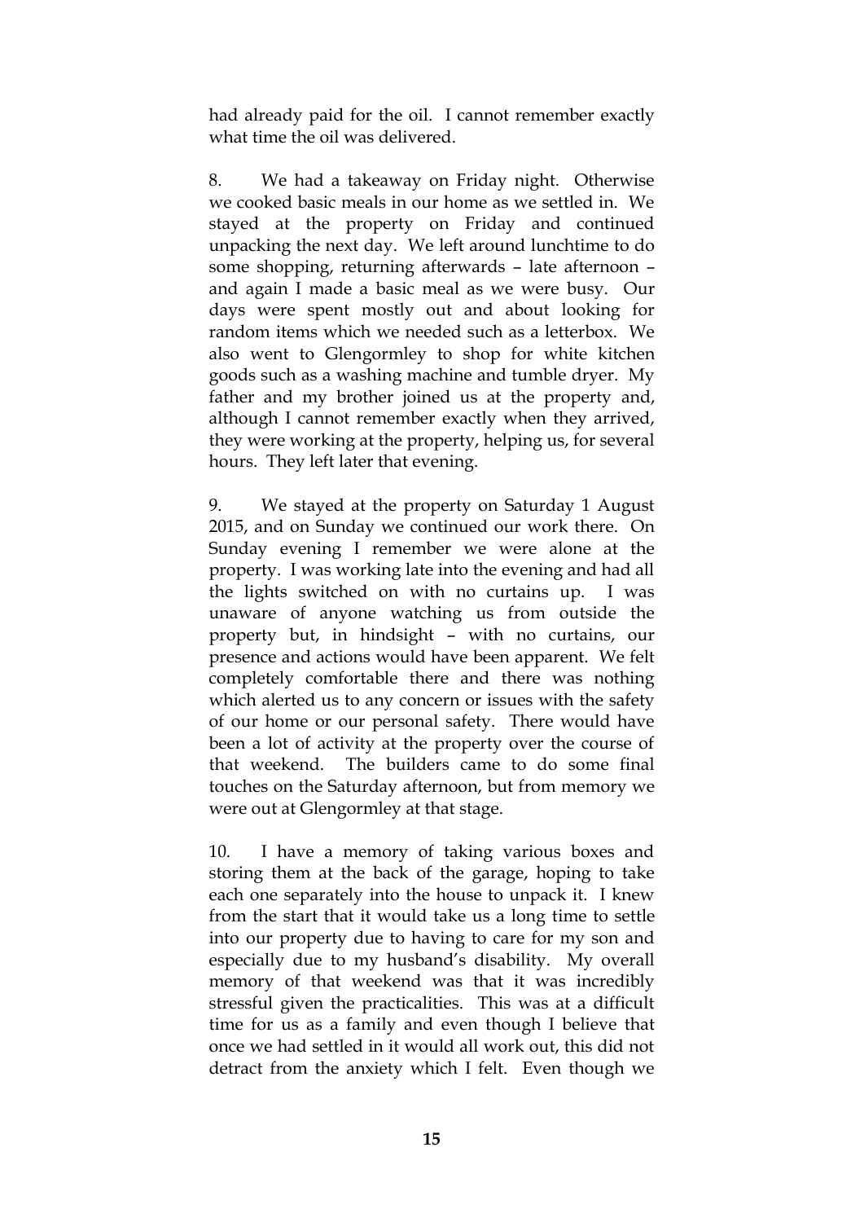had already paid for the oil. I cannot remember exactly what time the oil was delivered.

8. We had a takeaway on Friday night. Otherwise we cooked basic meals in our home as we settled in. We stayed at the property on Friday and continued unpacking the next day. We left around lunchtime to do some shopping, returning afterwards – late afternoon – and again I made a basic meal as we were busy. Our days were spent mostly out and about looking for random items which we needed such as a letterbox. We also went to Glengormley to shop for white kitchen goods such as a washing machine and tumble dryer. My father and my brother joined us at the property and, although I cannot remember exactly when they arrived, they were working at the property, helping us, for several hours. They left later that evening.

9. We stayed at the property on Saturday 1 August 2015, and on Sunday we continued our work there. On Sunday evening I remember we were alone at the property. I was working late into the evening and had all the lights switched on with no curtains up. I was unaware of anyone watching us from outside the property but, in hindsight – with no curtains, our presence and actions would have been apparent. We felt completely comfortable there and there was nothing which alerted us to any concern or issues with the safety of our home or our personal safety. There would have been a lot of activity at the property over the course of that weekend. The builders came to do some final touches on the Saturday afternoon, but from memory we were out at Glengormley at that stage.

10. I have a memory of taking various boxes and storing them at the back of the garage, hoping to take each one separately into the house to unpack it. I knew from the start that it would take us a long time to settle into our property due to having to care for my son and especially due to my husband's disability. My overall memory of that weekend was that it was incredibly stressful given the practicalities. This was at a difficult time for us as a family and even though I believe that once we had settled in it would all work out, this did not detract from the anxiety which I felt. Even though we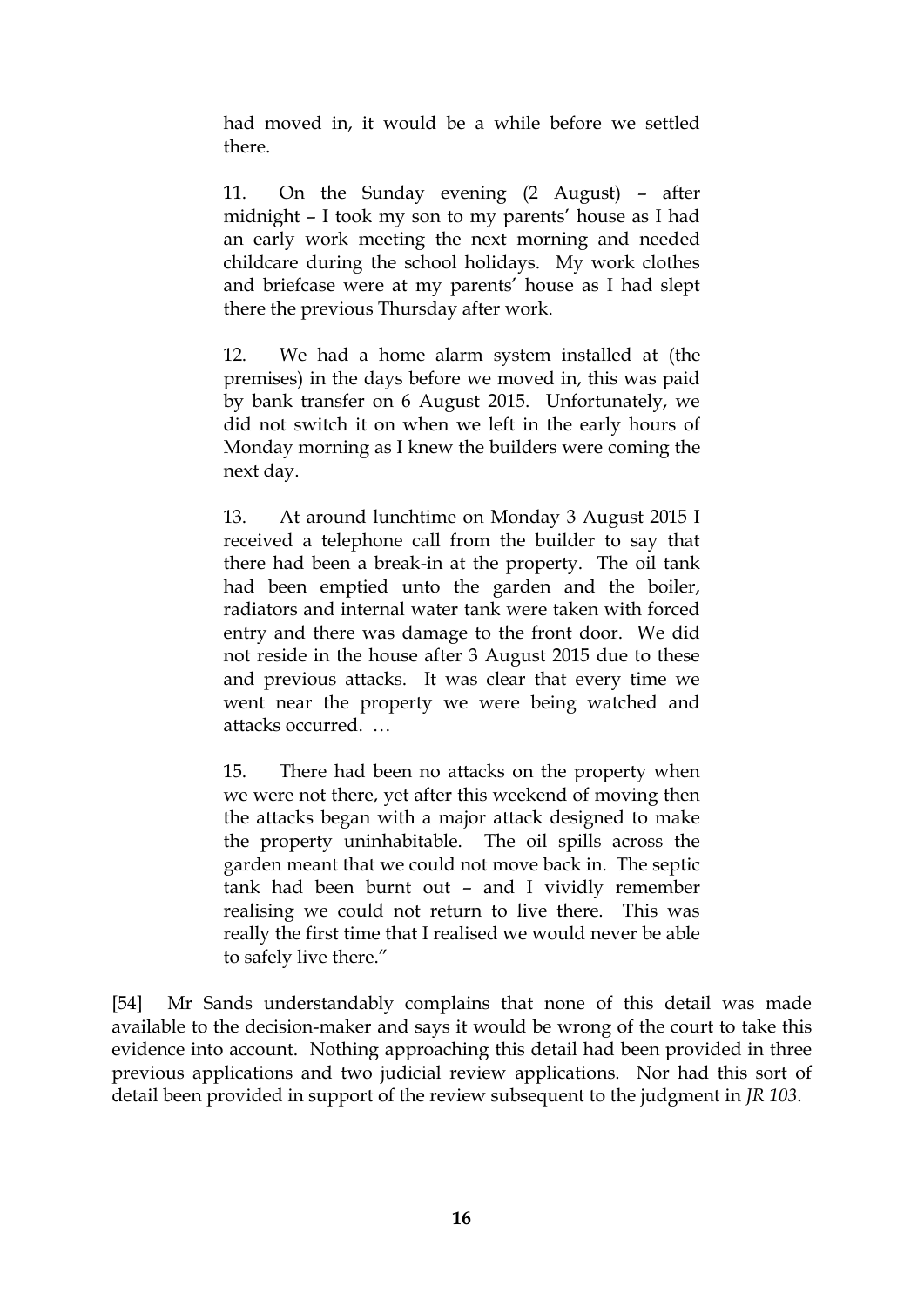> had moved in, it would be a while before we settled there.
>
> 11. On the Sunday evening (2 August) – after midnight – I took my son to my parents' house as I had an early work meeting the next morning and needed childcare during the school holidays. My work clothes and briefcase were at my parents' house as I had slept there the previous Thursday after work.
>
> 12. We had a home alarm system installed at (the premises) in the days before we moved in, this was paid by bank transfer on 6 August 2015. Unfortunately, we did not switch it on when we left in the early hours of Monday morning as I knew the builders were coming the next day.
>
> 13. At around lunchtime on Monday 3 August 2015 I received a telephone call from the builder to say that there had been a break-in at the property. The oil tank had been emptied unto the garden and the boiler, radiators and internal water tank were taken with forced entry and there was damage to the front door. We did not reside in the house after 3 August 2015 due to these and previous attacks. It was clear that every time we went near the property we were being watched and attacks occurred. …
>
> 15. There had been no attacks on the property when we were not there, yet after this weekend of moving then the attacks began with a major attack designed to make the property uninhabitable. The oil spills across the garden meant that we could not move back in. The septic tank had been burnt out – and I vividly remember realising we could not return to live there. This was really the first time that I realised we would never be able to safely live there."

[54] Mr Sands understandably complains that none of this detail was made available to the decision-maker and says it would be wrong of the court to take this evidence into account. Nothing approaching this detail had been provided in three previous applications and two judicial review applications. Nor had this sort of detail been provided in support of the review subsequent to the judgment in *JR 103*.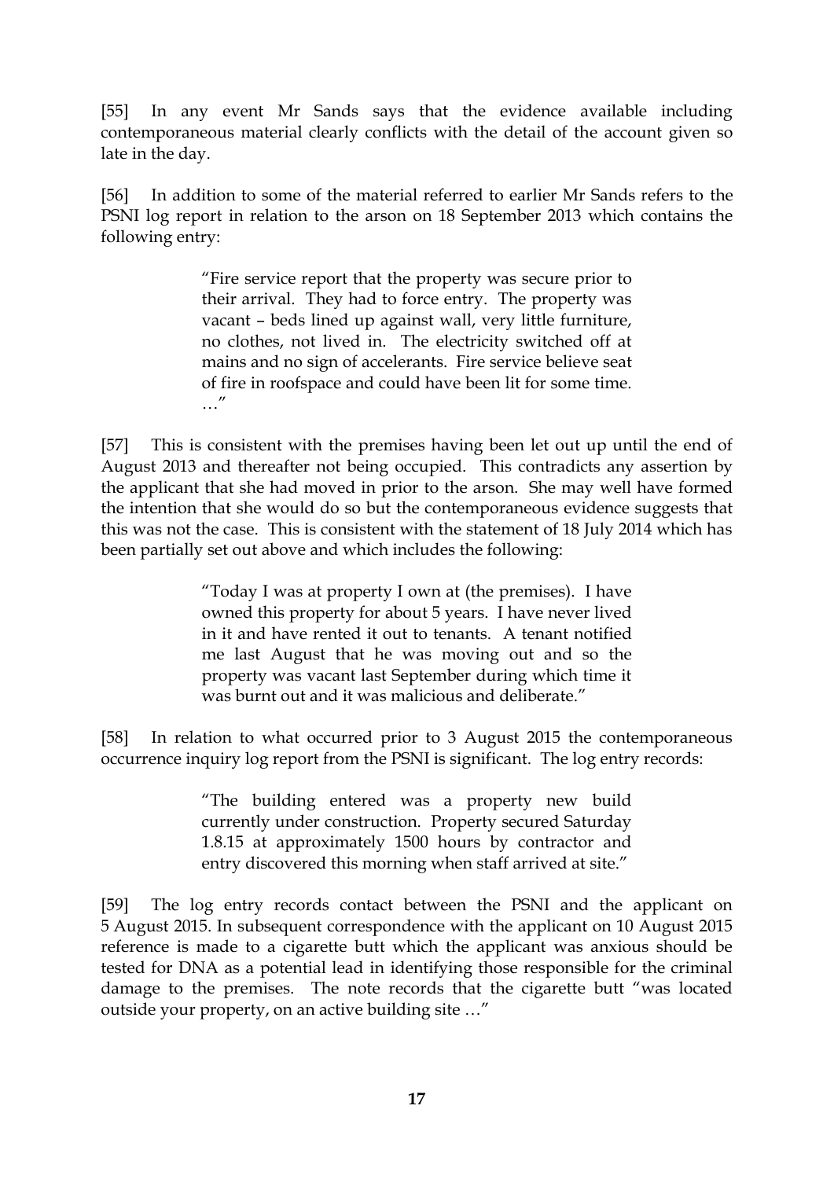[55] In any event Mr Sands says that the evidence available including contemporaneous material clearly conflicts with the detail of the account given so late in the day.

[56] In addition to some of the material referred to earlier Mr Sands refers to the PSNI log report in relation to the arson on 18 September 2013 which contains the following entry:

> "Fire service report that the property was secure prior to their arrival. They had to force entry. The property was vacant – beds lined up against wall, very little furniture, no clothes, not lived in. The electricity switched off at mains and no sign of accelerants. Fire service believe seat of fire in roofspace and could have been lit for some time. …"

[57] This is consistent with the premises having been let out up until the end of August 2013 and thereafter not being occupied. This contradicts any assertion by the applicant that she had moved in prior to the arson. She may well have formed the intention that she would do so but the contemporaneous evidence suggests that this was not the case. This is consistent with the statement of 18 July 2014 which has been partially set out above and which includes the following:

> "Today I was at property I own at (the premises). I have owned this property for about 5 years. I have never lived in it and have rented it out to tenants. A tenant notified me last August that he was moving out and so the property was vacant last September during which time it was burnt out and it was malicious and deliberate."

[58] In relation to what occurred prior to 3 August 2015 the contemporaneous occurrence inquiry log report from the PSNI is significant. The log entry records:

> "The building entered was a property new build currently under construction. Property secured Saturday 1.8.15 at approximately 1500 hours by contractor and entry discovered this morning when staff arrived at site."

[59] The log entry records contact between the PSNI and the applicant on 5 August 2015. In subsequent correspondence with the applicant on 10 August 2015 reference is made to a cigarette butt which the applicant was anxious should be tested for DNA as a potential lead in identifying those responsible for the criminal damage to the premises. The note records that the cigarette butt "was located outside your property, on an active building site …"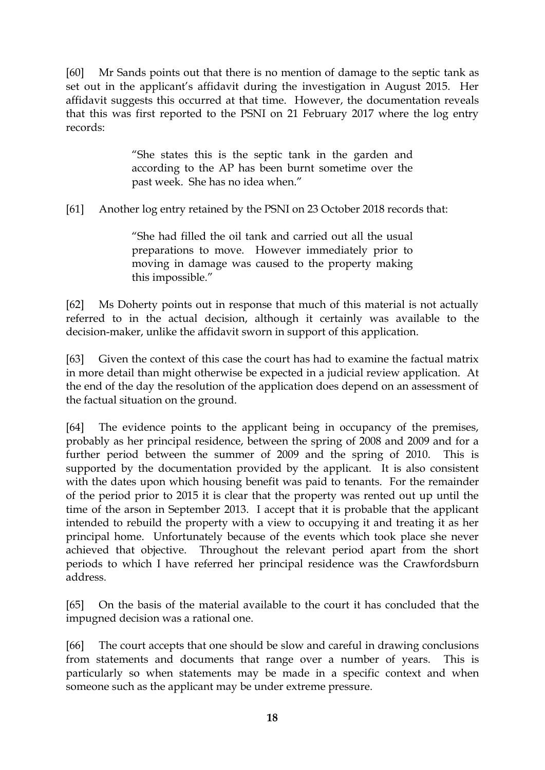[60] Mr Sands points out that there is no mention of damage to the septic tank as set out in the applicant's affidavit during the investigation in August 2015. Her affidavit suggests this occurred at that time. However, the documentation reveals that this was first reported to the PSNI on 21 February 2017 where the log entry records:

> "She states this is the septic tank in the garden and according to the AP has been burnt sometime over the past week. She has no idea when."

[61] Another log entry retained by the PSNI on 23 October 2018 records that:

> "She had filled the oil tank and carried out all the usual preparations to move. However immediately prior to moving in damage was caused to the property making this impossible."

[62] Ms Doherty points out in response that much of this material is not actually referred to in the actual decision, although it certainly was available to the decision-maker, unlike the affidavit sworn in support of this application.

[63] Given the context of this case the court has had to examine the factual matrix in more detail than might otherwise be expected in a judicial review application. At the end of the day the resolution of the application does depend on an assessment of the factual situation on the ground.

[64] The evidence points to the applicant being in occupancy of the premises, probably as her principal residence, between the spring of 2008 and 2009 and for a further period between the summer of 2009 and the spring of 2010. This is supported by the documentation provided by the applicant. It is also consistent with the dates upon which housing benefit was paid to tenants. For the remainder of the period prior to 2015 it is clear that the property was rented out up until the time of the arson in September 2013. I accept that it is probable that the applicant intended to rebuild the property with a view to occupying it and treating it as her principal home. Unfortunately because of the events which took place she never achieved that objective. Throughout the relevant period apart from the short periods to which I have referred her principal residence was the Crawfordsburn address.

[65] On the basis of the material available to the court it has concluded that the impugned decision was a rational one.

[66] The court accepts that one should be slow and careful in drawing conclusions from statements and documents that range over a number of years. This is particularly so when statements may be made in a specific context and when someone such as the applicant may be under extreme pressure.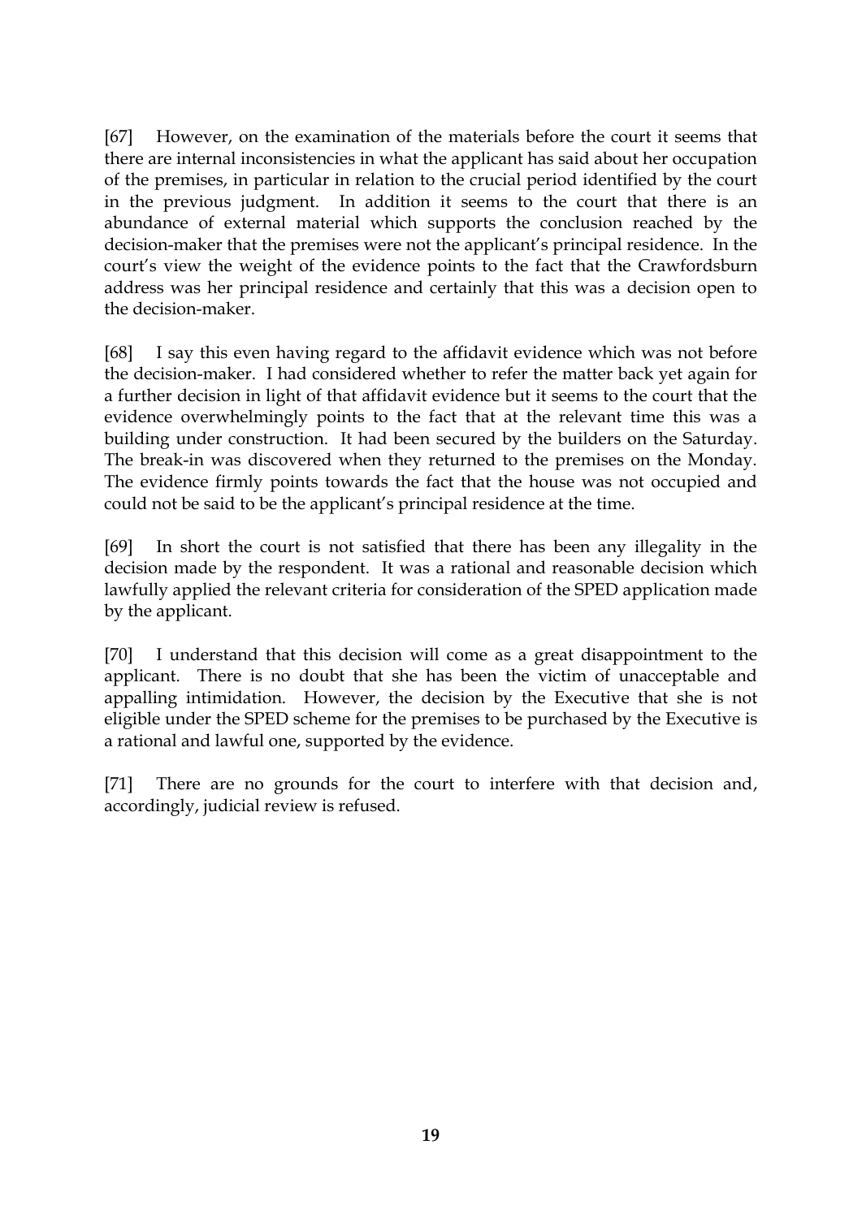[67] However, on the examination of the materials before the court it seems that there are internal inconsistencies in what the applicant has said about her occupation of the premises, in particular in relation to the crucial period identified by the court in the previous judgment. In addition it seems to the court that there is an abundance of external material which supports the conclusion reached by the decision-maker that the premises were not the applicant's principal residence. In the court's view the weight of the evidence points to the fact that the Crawfordsburn address was her principal residence and certainly that this was a decision open to the decision-maker.

[68] I say this even having regard to the affidavit evidence which was not before the decision-maker. I had considered whether to refer the matter back yet again for a further decision in light of that affidavit evidence but it seems to the court that the evidence overwhelmingly points to the fact that at the relevant time this was a building under construction. It had been secured by the builders on the Saturday. The break-in was discovered when they returned to the premises on the Monday. The evidence firmly points towards the fact that the house was not occupied and could not be said to be the applicant's principal residence at the time.

[69] In short the court is not satisfied that there has been any illegality in the decision made by the respondent. It was a rational and reasonable decision which lawfully applied the relevant criteria for consideration of the SPED application made by the applicant.

[70] I understand that this decision will come as a great disappointment to the applicant. There is no doubt that she has been the victim of unacceptable and appalling intimidation. However, the decision by the Executive that she is not eligible under the SPED scheme for the premises to be purchased by the Executive is a rational and lawful one, supported by the evidence.

[71] There are no grounds for the court to interfere with that decision and, accordingly, judicial review is refused.